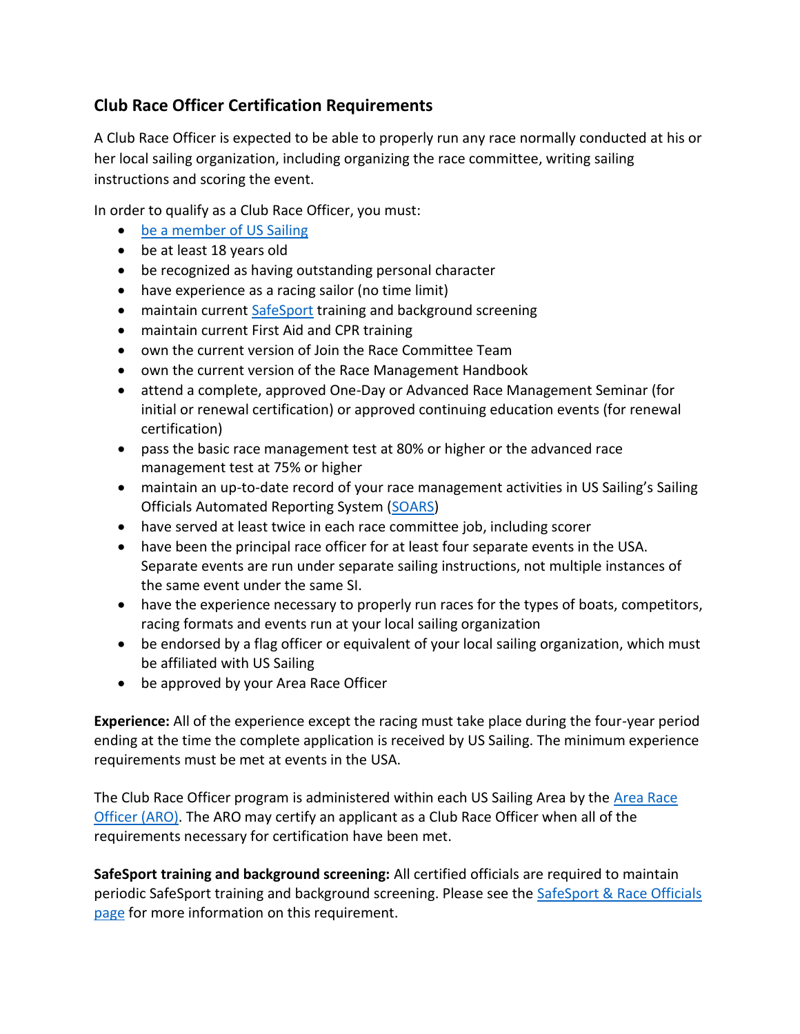## Club Race Officer Certification Requirements

A Club Race Officer is expected to be able to properly run any race normally conducted at his or her local sailing organization, including organizing the race committee, writing sailing instructions and scoring the event.

In order to qualify as a Club Race Officer, you must:

- be a member of US Sailing
- be at least 18 years old
- be recognized as having outstanding personal character
- have experience as a racing sailor (no time limit)
- maintain current SafeSport training and background screening
- maintain current First Aid and CPR training
- own the current version of Join the Race Committee Team
- own the current version of the Race Management Handbook
- attend a complete, approved One-Day or Advanced Race Management Seminar (for initial or renewal certification) or approved continuing education events (for renewal certification)
- pass the basic race management test at 80% or higher or the advanced race management test at 75% or higher
- maintain an up-to-date record of your race management activities in US Sailing's Sailing Officials Automated Reporting System (SOARS)
- have served at least twice in each race committee job, including scorer
- have been the principal race officer for at least four separate events in the USA. Separate events are run under separate sailing instructions, not multiple instances of the same event under the same SI.
- have the experience necessary to properly run races for the types of boats, competitors, racing formats and events run at your local sailing organization
- be endorsed by a flag officer or equivalent of your local sailing organization, which must be affiliated with US Sailing
- be approved by your Area Race Officer

**Experience:** All of the experience except the racing must take place during the four-year period ending at the time the complete application is received by US Sailing. The minimum experience requirements must be met at events in the USA.

The Club Race Officer program is administered within each US Sailing Area by the Area Race Officer (ARO). The ARO may certify an applicant as a Club Race Officer when all of the requirements necessary for certification have been met.

**SafeSport training and background screening:** All certified officials are required to maintain periodic SafeSport training and background screening. Please see the SafeSport & Race Officials page for more information on this requirement.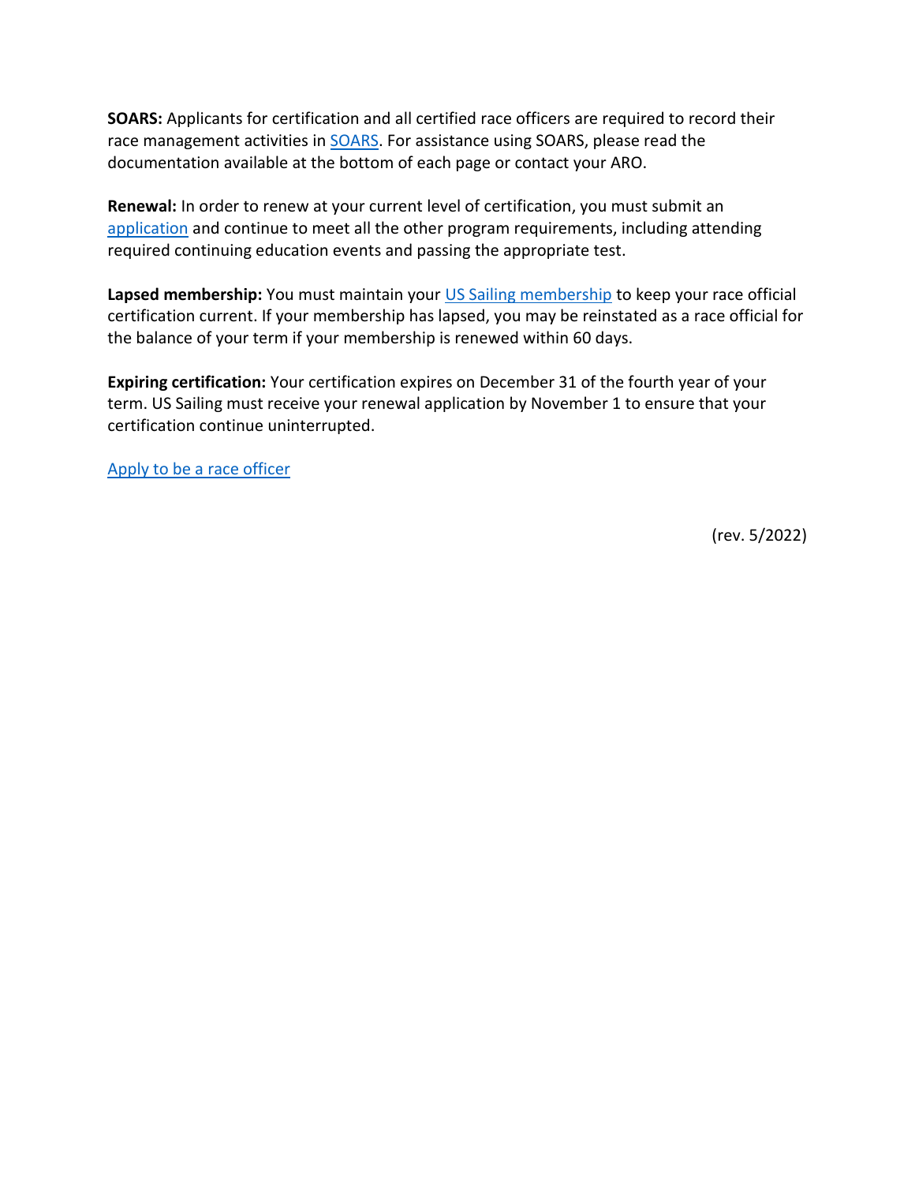**SOARS:** Applicants for certification and all certified race officers are required to record their race management activities in SOARS. For assistance using SOARS, please read the documentation available at the bottom of each page or contact your ARO.

**Renewal:** In order to renew at your current level of certification, you must submit an application and continue to meet all the other program requirements, including attending required continuing education events and passing the appropriate test.

**Lapsed membership:** You must maintain your US Sailing membership to keep your race official certification current. If your membership has lapsed, you may be reinstated as a race official for the balance of your term if your membership is renewed within 60 days.

**Expiring certification:** Your certification expires on December 31 of the fourth year of your term. US Sailing must receive your renewal application by November 1 to ensure that your certification continue uninterrupted.

Apply to be a race officer

(rev. 5/2022)